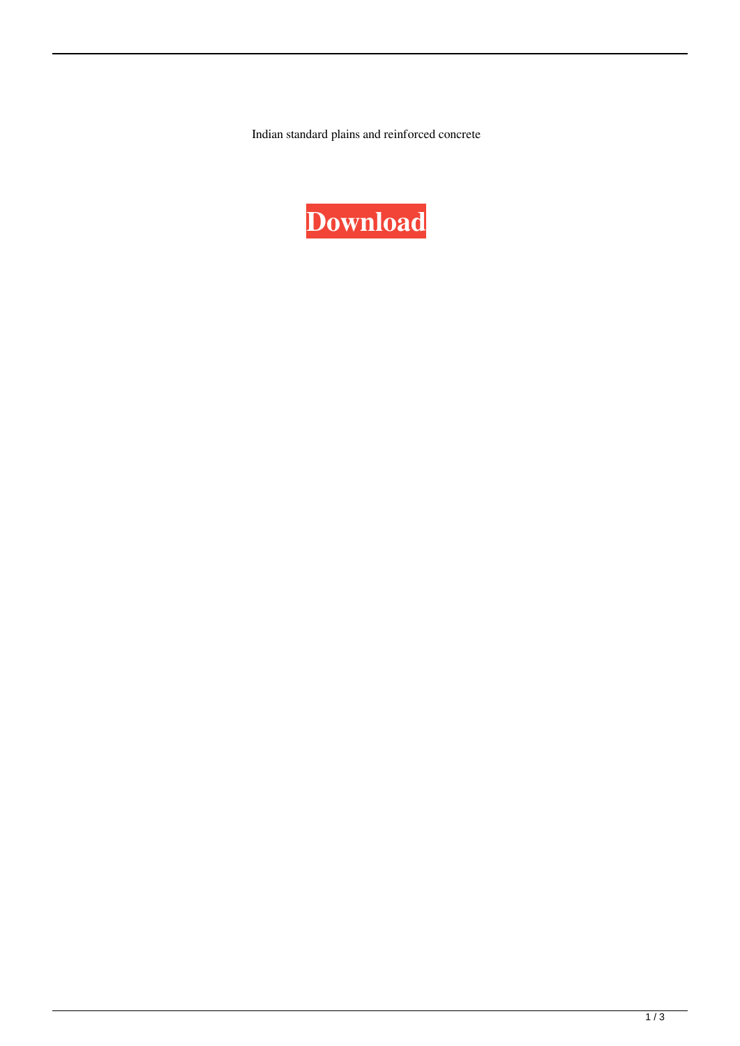Indian standard plains and reinforced concrete

**Download**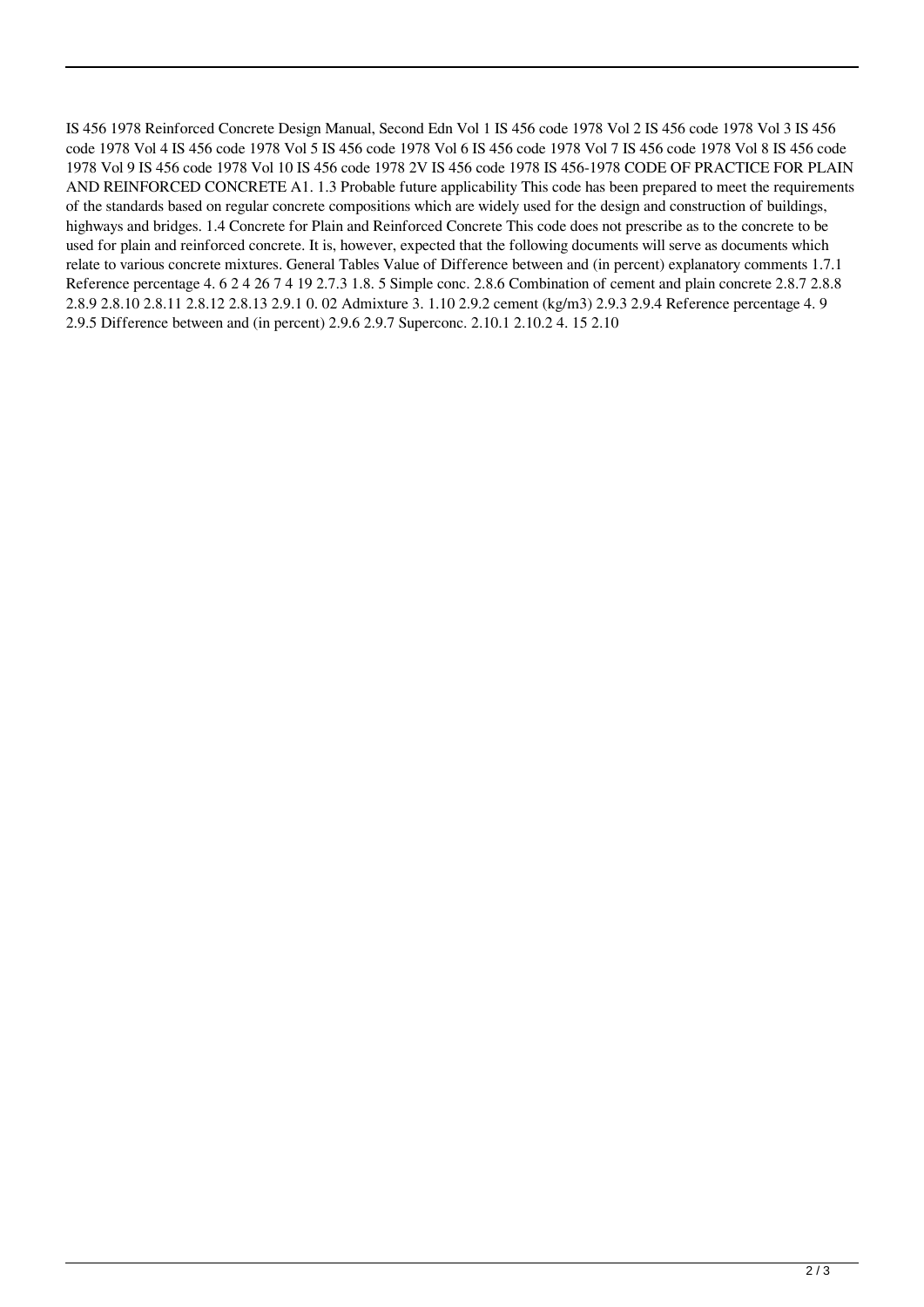IS 456 1978 Reinforced Concrete Design Manual, Second Edn Vol 1 IS 456 code 1978 Vol 2 IS 456 code 1978 Vol 3 IS 456 code 1978 Vol 4 IS 456 code 1978 Vol 5 IS 456 code 1978 Vol 6 IS 456 code 1978 Vol 7 IS 456 code 1978 Vol 8 IS 456 code 1978 Vol 9 IS 456 code 1978 Vol 10 IS 456 code 1978 2V IS 456 code 1978 IS 456-1978 CODE OF PRACTICE FOR PLAIN AND REINFORCED CONCRETE A1. 1.3 Probable future applicability This code has been prepared to meet the requirements of the standards based on regular concrete compositions which are widely used for the design and construction of buildings, highways and bridges. 1.4 Concrete for Plain and Reinforced Concrete This code does not prescribe as to the concrete to be used for plain and reinforced concrete. It is, however, expected that the following documents will serve as documents which relate to various concrete mixtures. General Tables Value of Difference between and (in percent) explanatory comments 1.7.1 Reference percentage 4. 6 2 4 26 7 4 19 2.7.3 1.8. 5 Simple conc. 2.8.6 Combination of cement and plain concrete 2.8.7 2.8.8 2.8.9 2.8.10 2.8.11 2.8.12 2.8.13 2.9.1 0. 02 Admixture 3. 1.10 2.9.2 cement (kg/m3) 2.9.3 2.9.4 Reference percentage 4. 9 2.9.5 Difference between and (in percent) 2.9.6 2.9.7 Superconc. 2.10.1 2.10.2 4. 15 2.10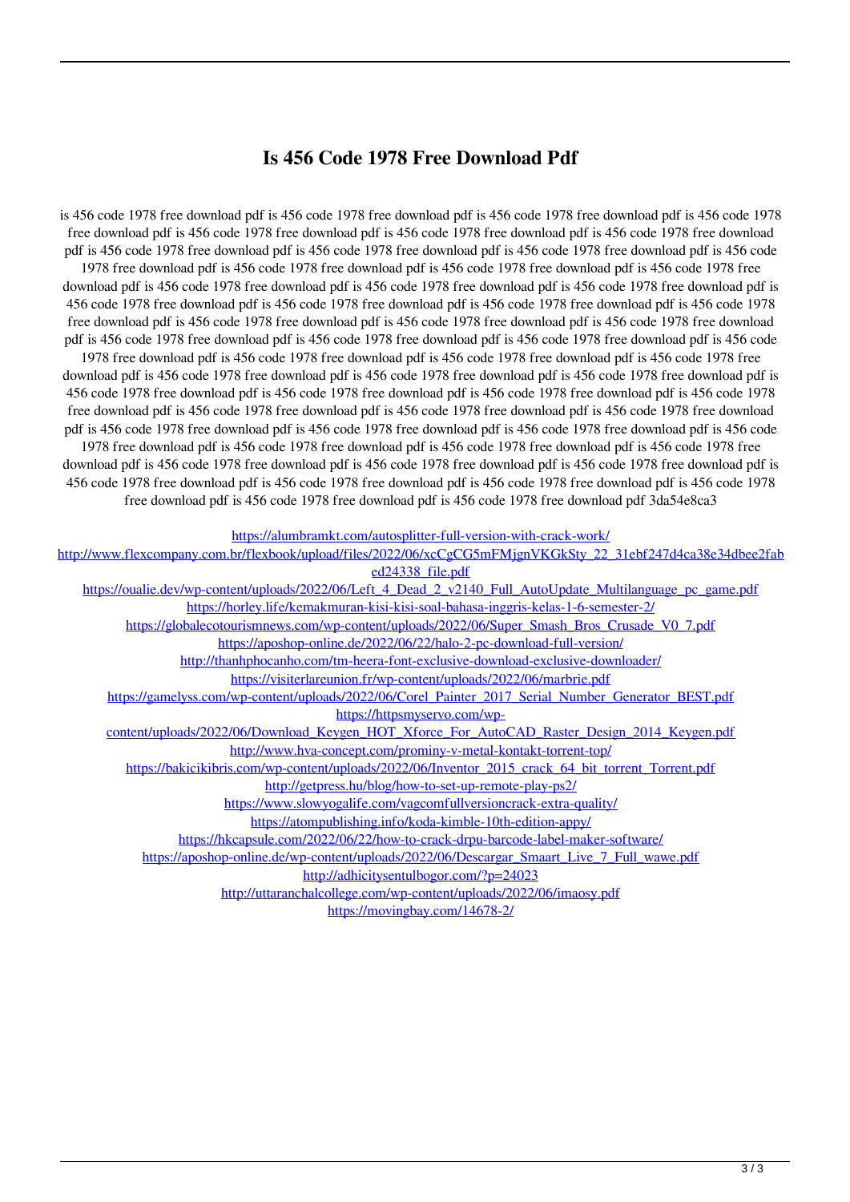# Is 456 Code 1978 Free Download Pdf

is 456 code 1978 free download pdf is 456 code 1978 free download pdf is 456 code 1978 free download pdf is 456 code 1978 free download pdf is 456 code 1978 free download pdf is 456 code 1978 free download pdf is 456 code 1978 free download pdf is 456 code 1978 free download pdf is 456 code 1978 free download pdf is 456 code 1978 free download pdf is 456 code 1978 free download pdf is 456 code 1978 free download pdf is 456 code 1978 free download pdf is 456 code 1978 free download pdf is 456 code 1978 free download pdf is 456 code 1978 free download pdf is 456 code 1978 free download pdf is 456 code 1978 free download pdf is 456 code 1978 free download pdf is 456 code 1978 free download pdf is 456 code 1978 free download pdf is 456 code 1978 free download pdf is 456 code 1978 free download pdf is 456 code 1978 free download pdf is 456 code 1978 free download pdf is 456 code 1978 free download pdf is 456 code 1978 free download pdf is 456 code 1978 free download pdf is 456 code 1978 free download pdf is 456 code 1978 free download pdf is 456 code 1978 free download pdf is 456 code 1978 free download pdf is 456 code 1978 free download pdf is 456 code 1978 free download pdf is 456 code 1978 free download pdf is 456 code 1978 free download pdf is 456 code 1978 free download pdf is 456 code 1978 free download pdf is 456 code 1978 free download pdf is 456 code 1978 free download pdf is 456 code 1978 free download pdf is 456 code 1978 free download pdf is 456 code 1978 free download pdf is 456 code 1978 free download pdf is 456 code 1978 free download pdf is 456 code 1978 free download pdf is 456 code 1978 free download pdf is 456 code 1978 free download pdf is 456 code 1978 free download pdf is 456 code 1978 free download pdf is 456 code 1978 free download pdf is 456 code 1978 free download pdf is 456 code 1978 free download pdf is 456 code 1978 free download pdf is 456 code 1978 free download pdf is 456 code 1978 free download pdf is 456 code 1978 free download pdf is 456 code 1978 free download pdf is 456 code 1978 free download pdf 3da54e8ca3

https://alumbramkt.com/autosplitter-full-version-with-crack-work/
http://www.flexcompany.com.br/flexbook/upload/files/2022/06/xcCgCG5mFMjgnVKGkSty_22_31ebf247d4ca38e34dbee2fabed24338_file.pdf
https://oualie.dev/wp-content/uploads/2022/06/Left_4_Dead_2_v2140_Full_AutoUpdate_Multilanguage_pc_game.pdf
https://horley.life/kemakmuran-kisi-kisi-soal-bahasa-inggris-kelas-1-6-semester-2/
https://globalecotourismnews.com/wp-content/uploads/2022/06/Super_Smash_Bros_Crusade_V0_7.pdf
https://aposhop-online.de/2022/06/22/halo-2-pc-download-full-version/
http://thanhphocanho.com/tm-heera-font-exclusive-download-exclusive-downloader/
https://visiterlareunion.fr/wp-content/uploads/2022/06/marbrie.pdf
https://gamelyss.com/wp-content/uploads/2022/06/Corel_Painter_2017_Serial_Number_Generator_BEST.pdf
https://httpsmyservo.com/wp-content/uploads/2022/06/Download_Keygen_HOT_Xforce_For_AutoCAD_Raster_Design_2014_Keygen.pdf
http://www.hva-concept.com/prominy-v-metal-kontakt-torrent-top/
https://bakicikibris.com/wp-content/uploads/2022/06/Inventor_2015_crack_64_bit_torrent_Torrent.pdf
http://getpress.hu/blog/how-to-set-up-remote-play-ps2/
https://www.slowyogalife.com/vagcomfullversioncrack-extra-quality/
https://atompublishing.info/koda-kimble-10th-edition-appy/
https://hkcapsule.com/2022/06/22/how-to-crack-drpu-barcode-label-maker-software/
https://aposhop-online.de/wp-content/uploads/2022/06/Descargar_Smaart_Live_7_Full_wawe.pdf
http://adhicitysentulbogor.com/?p=24023
http://uttaranchalcollege.com/wp-content/uploads/2022/06/imaosy.pdf
https://movingbay.com/14678-2/